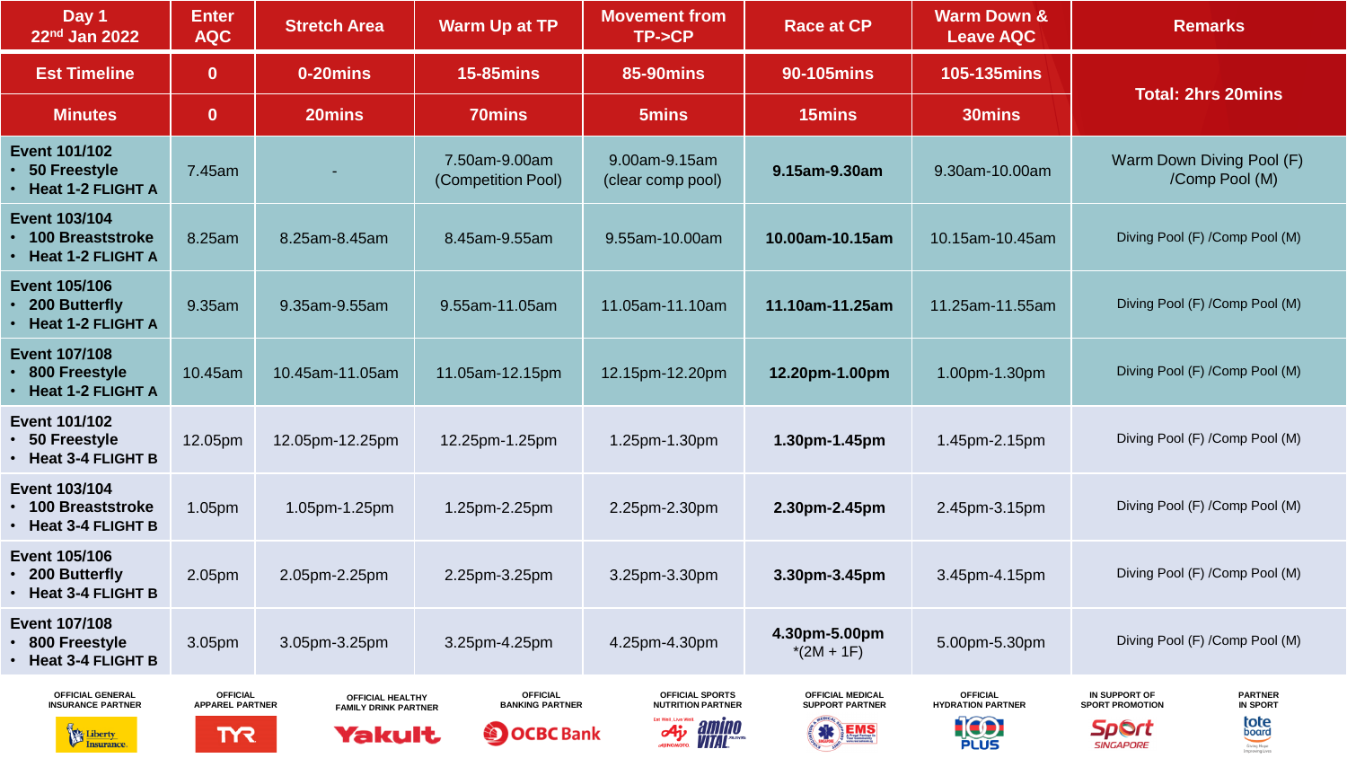| Day 1 22nd Jan 2022 | Enter AQC | Stretch Area | Warm Up at TP | Movement from TP->CP | Race at CP | Warm Down & Leave AQC | Remarks |
|---|---|---|---|---|---|---|---|
| **Est Timeline** | **0** | **0-20mins** | **15-85mins** | **85-90mins** | **90-105mins** | **105-135mins** | **Total: 2hrs 20mins** |
| **Minutes** | **0** | **20mins** | **70mins** | **5mins** | **15mins** | **30mins** | |
| **Event 101/102** • **50 Freestyle** • **Heat 1-2 FLIGHT A** | 7.45am | - | 7.50am-9.00am (Competition Pool) | 9.00am-9.15am (clear comp pool) | **9.15am-9.30am** | 9.30am-10.00am | Warm Down Diving Pool (F) /Comp Pool (M) |
| **Event 103/104** • **100 Breaststroke** • **Heat 1-2 FLIGHT A** | 8.25am | 8.25am-8.45am | 8.45am-9.55am | 9.55am-10.00am | **10.00am-10.15am** | 10.15am-10.45am | Diving Pool (F) /Comp Pool (M) |
| **Event 105/106** • **200 Butterfly** • **Heat 1-2 FLIGHT A** | 9.35am | 9.35am-9.55am | 9.55am-11.05am | 11.05am-11.10am | **11.10am-11.25am** | 11.25am-11.55am | Diving Pool (F) /Comp Pool (M) |
| **Event 107/108** • **800 Freestyle** • **Heat 1-2 FLIGHT A** | 10.45am | 10.45am-11.05am | 11.05am-12.15pm | 12.15pm-12.20pm | **12.20pm-1.00pm** | 1.00pm-1.30pm | Diving Pool (F) /Comp Pool (M) |
| **Event 101/102** • **50 Freestyle** • **Heat 3-4 FLIGHT B** | 12.05pm | 12.05pm-12.25pm | 12.25pm-1.25pm | 1.25pm-1.30pm | **1.30pm-1.45pm** | 1.45pm-2.15pm | Diving Pool (F) /Comp Pool (M) |
| **Event 103/104** • **100 Breaststroke** • **Heat 3-4 FLIGHT B** | 1.05pm | 1.05pm-1.25pm | 1.25pm-2.25pm | 2.25pm-2.30pm | **2.30pm-2.45pm** | 2.45pm-3.15pm | Diving Pool (F) /Comp Pool (M) |
| **Event 105/106** • **200 Butterfly** • **Heat 3-4 FLIGHT B** | 2.05pm | 2.05pm-2.25pm | 2.25pm-3.25pm | 3.25pm-3.30pm | **3.30pm-3.45pm** | 3.45pm-4.15pm | Diving Pool (F) /Comp Pool (M) |
| **Event 107/108** • **800 Freestyle** • **Heat 3-4 FLIGHT B** | 3.05pm | 3.05pm-3.25pm | 3.25pm-4.25pm | 4.25pm-4.30pm | **4.30pm-5.00pm** *(2M + 1F) | 5.00pm-5.30pm | Diving Pool (F) /Comp Pool (M) |

OFFICIAL GENERAL INSURANCE PARTNER — Liberty Insurance | OFFICIAL APPAREL PARTNER — TYR | OFFICIAL HEALTHY FAMILY DRINK PARTNER — Yakult | OFFICIAL BANKING PARTNER — OCBC Bank | OFFICIAL SPORTS NUTRITION PARTNER — amino VITAL | OFFICIAL MEDICAL SUPPORT PARTNER — EMS | OFFICIAL HYDRATION PARTNER — 100 PLUS | IN SUPPORT OF SPORT PROMOTION — Sport Singapore | PARTNER IN SPORT — tote board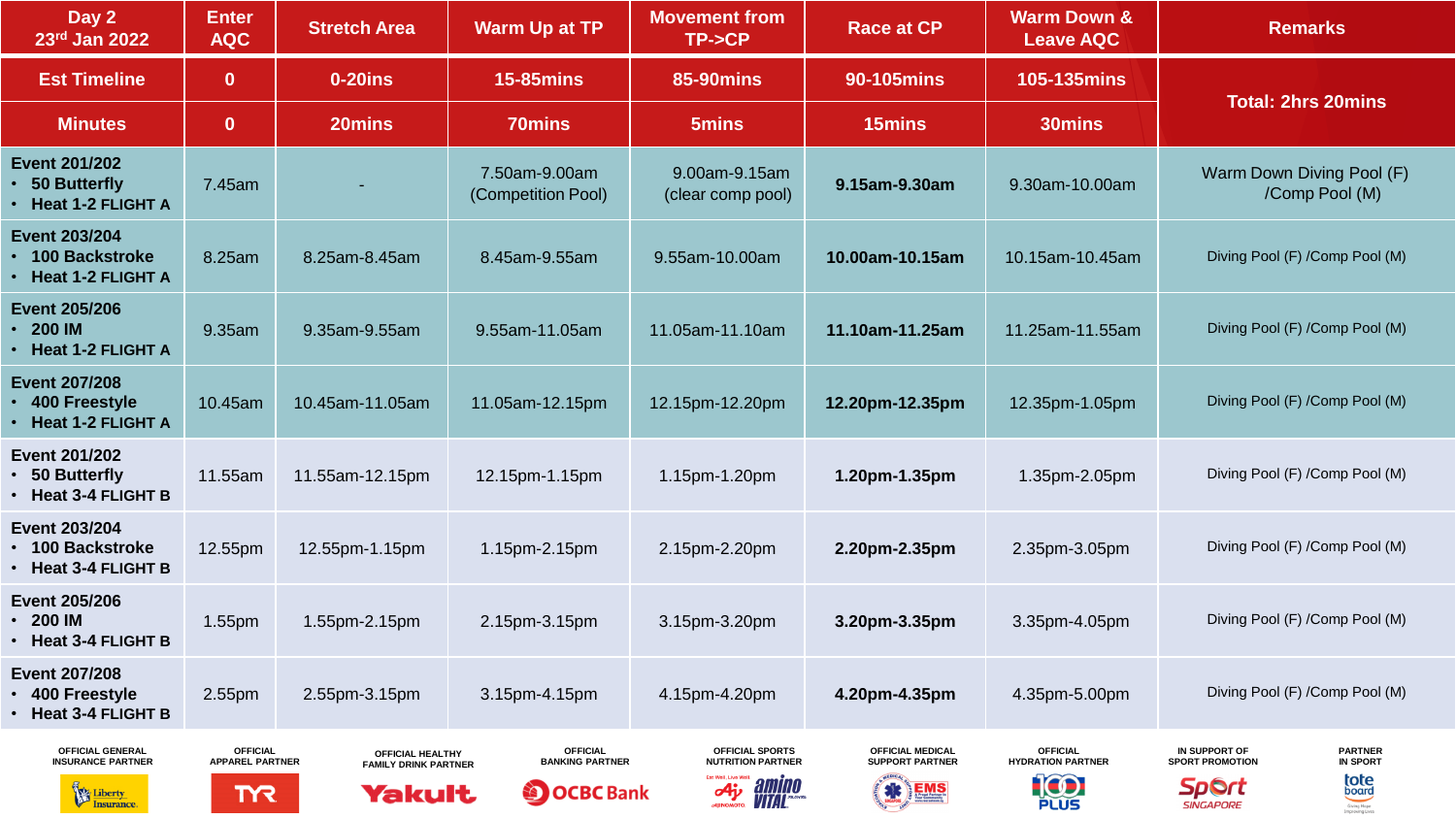| Day 2 23rd Jan 2022 | Enter AQC | Stretch Area | Warm Up at TP | Movement from TP->CP | Race at CP | Warm Down & Leave AQC | Remarks |
|---|---|---|---|---|---|---|---|
| **Est Timeline** | **0** | **0-20ins** | **15-85mins** | **85-90mins** | **90-105mins** | **105-135mins** | **Total: 2hrs 20mins** |
| **Minutes** | **0** | **20mins** | **70mins** | **5mins** | **15mins** | **30mins** | |
| **Event 201/202** • **50 Butterfly** • **Heat 1-2 FLIGHT A** | 7.45am | - | 7.50am-9.00am (Competition Pool) | 9.00am-9.15am (clear comp pool) | **9.15am-9.30am** | 9.30am-10.00am | Warm Down Diving Pool (F) /Comp Pool (M) |
| **Event 203/204** • **100 Backstroke** • **Heat 1-2 FLIGHT A** | 8.25am | 8.25am-8.45am | 8.45am-9.55am | 9.55am-10.00am | **10.00am-10.15am** | 10.15am-10.45am | Diving Pool (F) /Comp Pool (M) |
| **Event 205/206** • **200 IM** • **Heat 1-2 FLIGHT A** | 9.35am | 9.35am-9.55am | 9.55am-11.05am | 11.05am-11.10am | **11.10am-11.25am** | 11.25am-11.55am | Diving Pool (F) /Comp Pool (M) |
| **Event 207/208** • **400 Freestyle** • **Heat 1-2 FLIGHT A** | 10.45am | 10.45am-11.05am | 11.05am-12.15pm | 12.15pm-12.20pm | **12.20pm-12.35pm** | 12.35pm-1.05pm | Diving Pool (F) /Comp Pool (M) |
| **Event 201/202** • **50 Butterfly** • **Heat 3-4 FLIGHT B** | 11.55am | 11.55am-12.15pm | 12.15pm-1.15pm | 1.15pm-1.20pm | **1.20pm-1.35pm** | 1.35pm-2.05pm | Diving Pool (F) /Comp Pool (M) |
| **Event 203/204** • **100 Backstroke** • **Heat 3-4 FLIGHT B** | 12.55pm | 12.55pm-1.15pm | 1.15pm-2.15pm | 2.15pm-2.20pm | **2.20pm-2.35pm** | 2.35pm-3.05pm | Diving Pool (F) /Comp Pool (M) |
| **Event 205/206** • **200 IM** • **Heat 3-4 FLIGHT B** | 1.55pm | 1.55pm-2.15pm | 2.15pm-3.15pm | 3.15pm-3.20pm | **3.20pm-3.35pm** | 3.35pm-4.05pm | Diving Pool (F) /Comp Pool (M) |
| **Event 207/208** • **400 Freestyle** • **Heat 3-4 FLIGHT B** | 2.55pm | 2.55pm-3.15pm | 3.15pm-4.15pm | 4.15pm-4.20pm | **4.20pm-4.35pm** | 4.35pm-5.00pm | Diving Pool (F) /Comp Pool (M) |

OFFICIAL GENERAL INSURANCE PARTNER — Liberty Insurance
OFFICIAL APPAREL PARTNER — TYR
OFFICIAL HEALTHY FAMILY DRINK PARTNER — Yakult
OFFICIAL BANKING PARTNER — OCBC Bank
OFFICIAL SPORTS NUTRITION PARTNER — Ajinomoto aminoVITAL
OFFICIAL MEDICAL SUPPORT PARTNER — EMS
OFFICIAL HYDRATION PARTNER — 100 PLUS
IN SUPPORT OF SPORT PROMOTION — Sport Singapore
PARTNER IN SPORT — tote board